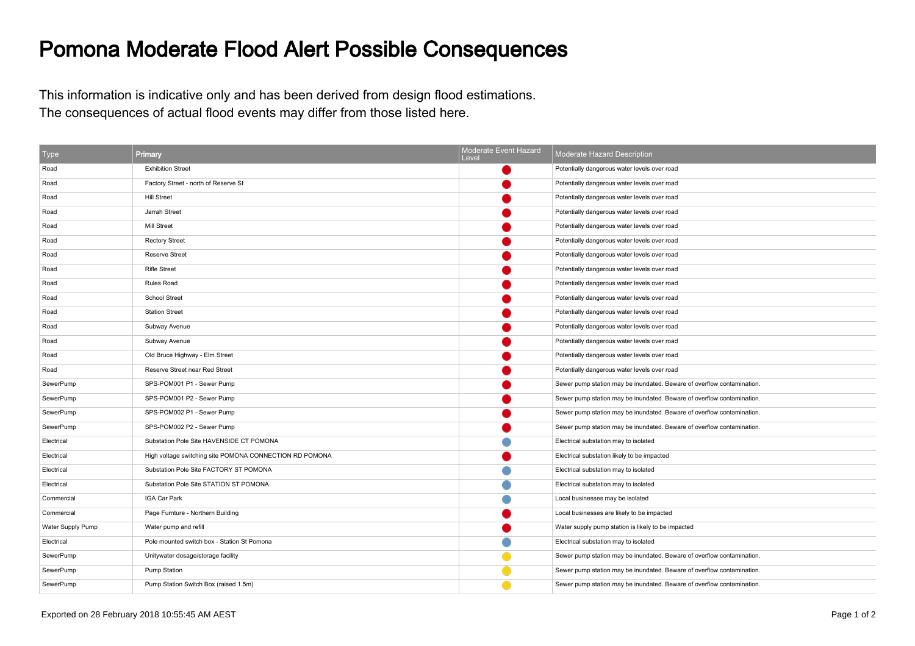# Pomona Moderate Flood Alert Possible Consequences

This information is indicative only and has been derived from design flood estimations.
The consequences of actual flood events may differ from those listed here.

| Type | Primary | Moderate Event Hazard Level | Moderate Hazard Description |
|---|---|---|---|
| Road | Exhibition Street | 🔴 | Potentially dangerous water levels over road |
| Road | Factory Street - north of Reserve St | 🔴 | Potentially dangerous water levels over road |
| Road | Hill Street | 🔴 | Potentially dangerous water levels over road |
| Road | Jarrah Street | 🔴 | Potentially dangerous water levels over road |
| Road | Mill Street | 🔴 | Potentially dangerous water levels over road |
| Road | Rectory Street | 🔴 | Potentially dangerous water levels over road |
| Road | Reserve Street | 🔴 | Potentially dangerous water levels over road |
| Road | Rifle Street | 🔴 | Potentially dangerous water levels over road |
| Road | Rules Road | 🔴 | Potentially dangerous water levels over road |
| Road | School Street | 🔴 | Potentially dangerous water levels over road |
| Road | Station Street | 🔴 | Potentially dangerous water levels over road |
| Road | Subway Avenue | 🔴 | Potentially dangerous water levels over road |
| Road | Subway Avenue | 🔴 | Potentially dangerous water levels over road |
| Road | Old Bruce Highway - Elm Street | 🔴 | Potentially dangerous water levels over road |
| Road | Reserve Street near Red Street | 🔴 | Potentially dangerous water levels over road |
| SewerPump | SPS-POM001 P1 - Sewer Pump | 🔴 | Sewer pump station may be inundated. Beware of overflow contamination. |
| SewerPump | SPS-POM001 P2 - Sewer Pump | 🔴 | Sewer pump station may be inundated. Beware of overflow contamination. |
| SewerPump | SPS-POM002 P1 - Sewer Pump | 🔴 | Sewer pump station may be inundated. Beware of overflow contamination. |
| SewerPump | SPS-POM002 P2 - Sewer Pump | 🔴 | Sewer pump station may be inundated. Beware of overflow contamination. |
| Electrical | Substation Pole Site HAVENSIDE CT POMONA | 🔵 | Electrical substation may to isolated |
| Electrical | High voltage switching site POMONA CONNECTION RD POMONA | 🔴 | Electrical substation likely to be impacted |
| Electrical | Substation Pole Site FACTORY ST POMONA | 🔵 | Electrical substation may to isolated |
| Electrical | Substation Pole Site STATION ST POMONA | 🔵 | Electrical substation may to isolated |
| Commercial | IGA Car Park | 🔵 | Local businesses may be isolated |
| Commercial | Page Furnture - Northern Building | 🔴 | Local businesses are likely to be impacted |
| Water Supply Pump | Water pump and refill | 🔴 | Water supply pump station is likely to be impacted |
| Electrical | Pole mounted switch box - Station St Pomona | 🔵 | Electrical substation may to isolated |
| SewerPump | Unitywater dosage/storage facility | 🟡 | Sewer pump station may be inundated. Beware of overflow contamination. |
| SewerPump | Pump Station | 🟡 | Sewer pump station may be inundated. Beware of overflow contamination. |
| SewerPump | Pump Station Switch Box (raised 1.5m) | 🟡 | Sewer pump station may be inundated. Beware of overflow contamination. |

Exported on 28 February 2018 10:55:45 AM AEST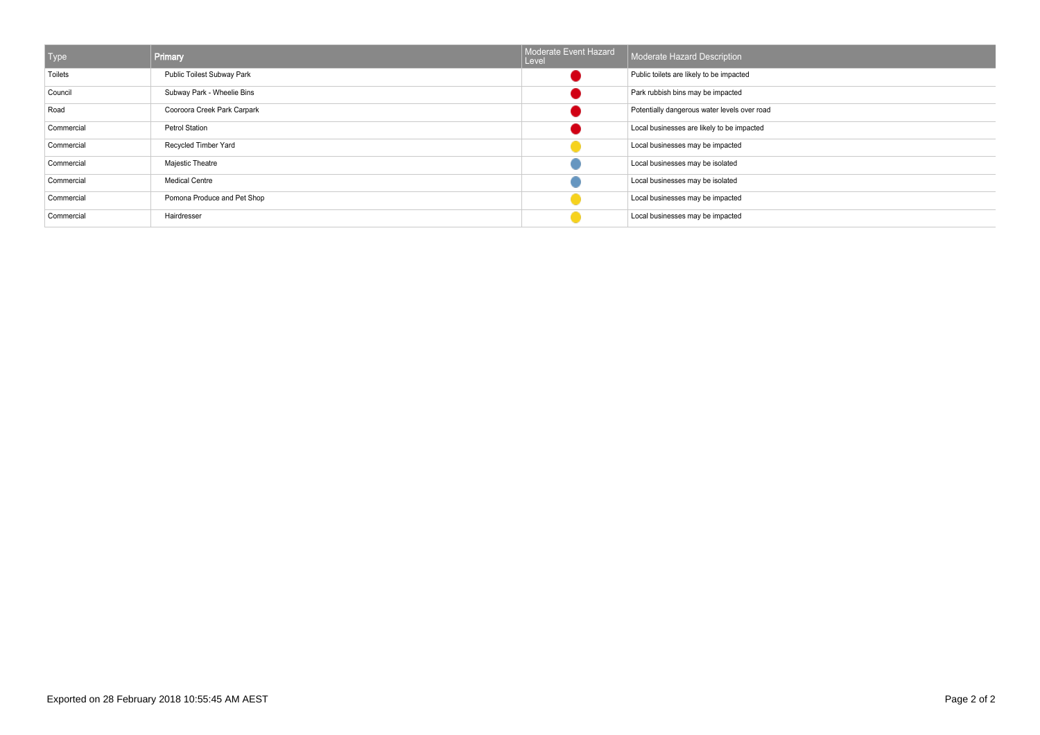| Type | Primary | Moderate Event Hazard Level | Moderate Hazard Description |
| --- | --- | --- | --- |
| Toilets | Public Toilest Subway Park | | Public toilets are likely to be impacted |
| Council | Subway Park - Wheelie Bins | | Park rubbish bins may be impacted |
| Road | Cooroora Creek Park Carpark | | Potentially dangerous water levels over road |
| Commercial | Petrol Station | | Local businesses are likely to be impacted |
| Commercial | Recycled Timber Yard | | Local businesses may be impacted |
| Commercial | Majestic Theatre | | Local businesses may be isolated |
| Commercial | Medical Centre | | Local businesses may be isolated |
| Commercial | Pomona Produce and Pet Shop | | Local businesses may be impacted |
| Commercial | Hairdresser | | Local businesses may be impacted |